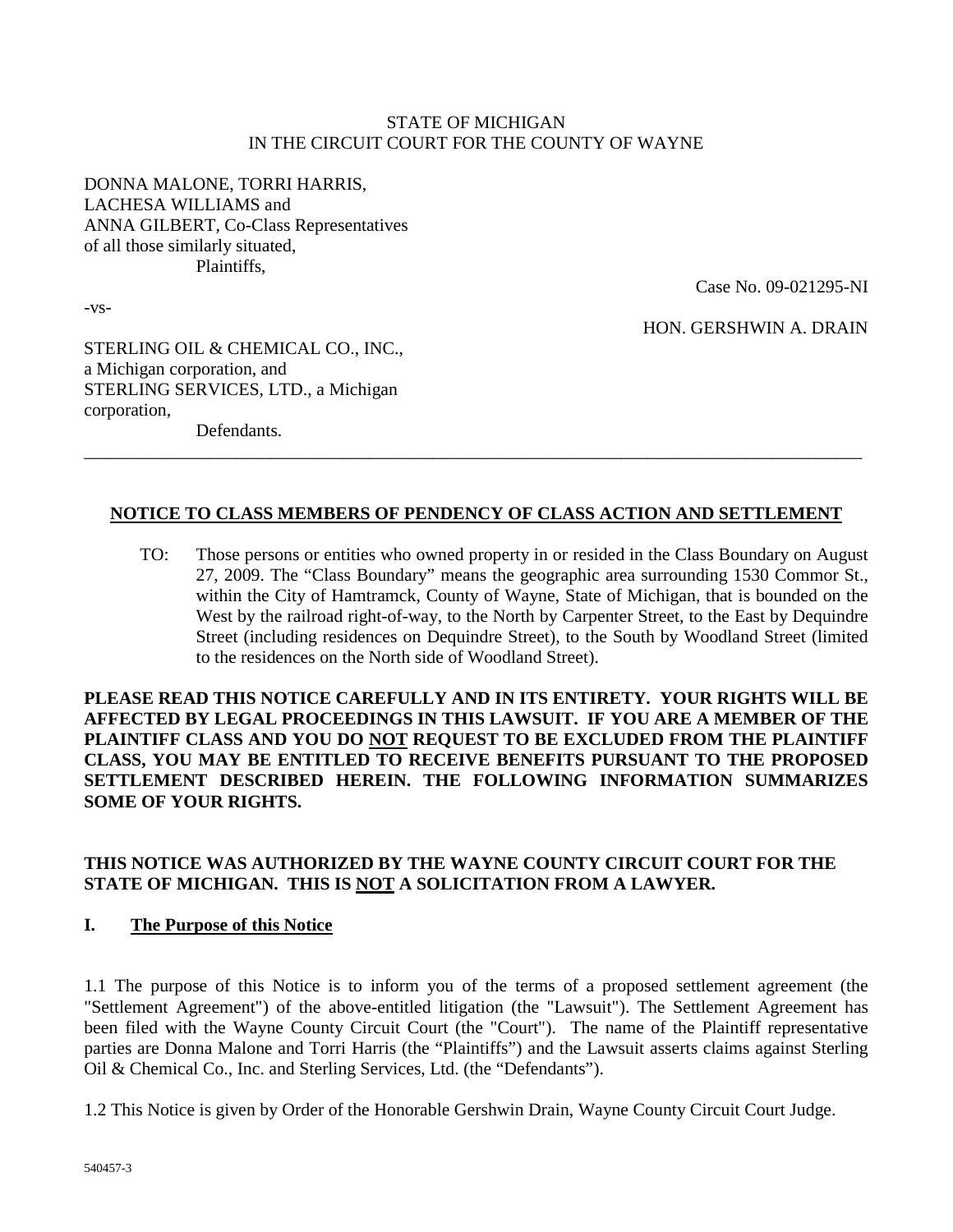STATE OF MICHIGAN
IN THE CIRCUIT COURT FOR THE COUNTY OF WAYNE

DONNA MALONE, TORRI HARRIS, LACHESA WILLIAMS and ANNA GILBERT, Co-Class Representatives of all those similarly situated,
Plaintiffs,

Case No. 09-021295-NI

-vs-

HON. GERSHWIN A. DRAIN

STERLING OIL & CHEMICAL CO., INC., a Michigan corporation, and STERLING SERVICES, LTD., a Michigan corporation,
Defendants.

---

**NOTICE TO CLASS MEMBERS OF PENDENCY OF CLASS ACTION AND SETTLEMENT**

TO: Those persons or entities who owned property in or resided in the Class Boundary on August 27, 2009. The "Class Boundary" means the geographic area surrounding 1530 Commor St., within the City of Hamtramck, County of Wayne, State of Michigan, that is bounded on the West by the railroad right-of-way, to the North by Carpenter Street, to the East by Dequindre Street (including residences on Dequindre Street), to the South by Woodland Street (limited to the residences on the North side of Woodland Street).

**PLEASE READ THIS NOTICE CAREFULLY AND IN ITS ENTIRETY. YOUR RIGHTS WILL BE AFFECTED BY LEGAL PROCEEDINGS IN THIS LAWSUIT. IF YOU ARE A MEMBER OF THE PLAINTIFF CLASS AND YOU DO NOT REQUEST TO BE EXCLUDED FROM THE PLAINTIFF CLASS, YOU MAY BE ENTITLED TO RECEIVE BENEFITS PURSUANT TO THE PROPOSED SETTLEMENT DESCRIBED HEREIN. THE FOLLOWING INFORMATION SUMMARIZES SOME OF YOUR RIGHTS.**

**THIS NOTICE WAS AUTHORIZED BY THE WAYNE COUNTY CIRCUIT COURT FOR THE STATE OF MICHIGAN. THIS IS NOT A SOLICITATION FROM A LAWYER.**

## I. The Purpose of this Notice

1.1 The purpose of this Notice is to inform you of the terms of a proposed settlement agreement (the "Settlement Agreement") of the above-entitled litigation (the "Lawsuit"). The Settlement Agreement has been filed with the Wayne County Circuit Court (the "Court"). The name of the Plaintiff representative parties are Donna Malone and Torri Harris (the "Plaintiffs") and the Lawsuit asserts claims against Sterling Oil & Chemical Co., Inc. and Sterling Services, Ltd. (the "Defendants").

1.2 This Notice is given by Order of the Honorable Gershwin Drain, Wayne County Circuit Court Judge.

540457-3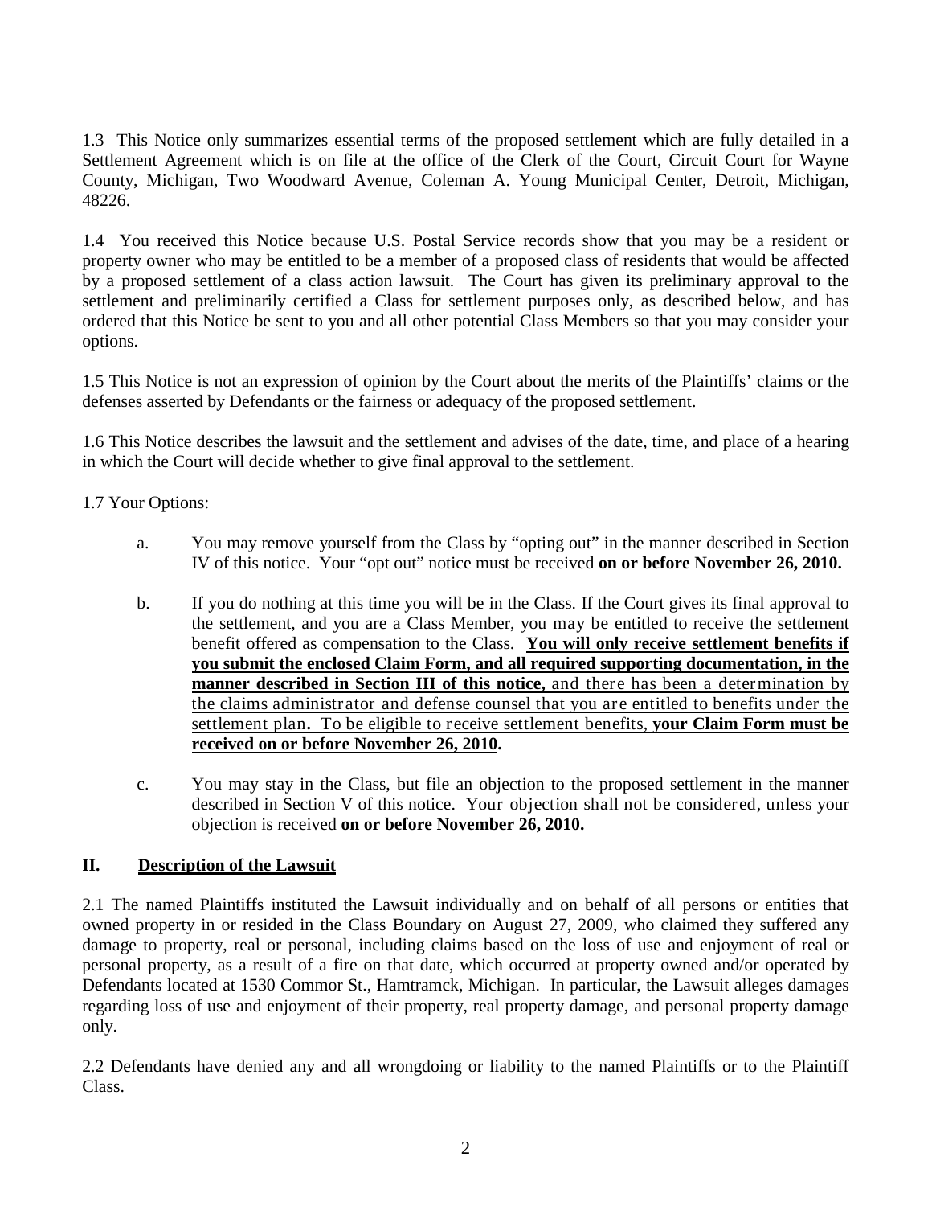1.3 This Notice only summarizes essential terms of the proposed settlement which are fully detailed in a Settlement Agreement which is on file at the office of the Clerk of the Court, Circuit Court for Wayne County, Michigan, Two Woodward Avenue, Coleman A. Young Municipal Center, Detroit, Michigan, 48226.

1.4 You received this Notice because U.S. Postal Service records show that you may be a resident or property owner who may be entitled to be a member of a proposed class of residents that would be affected by a proposed settlement of a class action lawsuit. The Court has given its preliminary approval to the settlement and preliminarily certified a Class for settlement purposes only, as described below, and has ordered that this Notice be sent to you and all other potential Class Members so that you may consider your options.

1.5 This Notice is not an expression of opinion by the Court about the merits of the Plaintiffs' claims or the defenses asserted by Defendants or the fairness or adequacy of the proposed settlement.

1.6 This Notice describes the lawsuit and the settlement and advises of the date, time, and place of a hearing in which the Court will decide whether to give final approval to the settlement.

1.7 Your Options:

a. You may remove yourself from the Class by "opting out" in the manner described in Section IV of this notice. Your "opt out" notice must be received **on or before November 26, 2010.**

b. If you do nothing at this time you will be in the Class. If the Court gives its final approval to the settlement, and you are a Class Member, you may be entitled to receive the settlement benefit offered as compensation to the Class. **<u>You will only receive settlement benefits if you submit the enclosed Claim Form, and all required supporting documentation, in the manner described in Section III of this notice,</u>** <u>and there has been a determination by the claims administrator and defense counsel that you are entitled to benefits under the settlement plan</u>**.** <u>To be eligible to receive settlement benefits,</u> **<u>your Claim Form must be received on or before November 26, 2010</u>.**

c. You may stay in the Class, but file an objection to the proposed settlement in the manner described in Section V of this notice. Your objection shall not be considered, unless your objection is received **on or before November 26, 2010.**

## II. Description of the Lawsuit

2.1 The named Plaintiffs instituted the Lawsuit individually and on behalf of all persons or entities that owned property in or resided in the Class Boundary on August 27, 2009, who claimed they suffered any damage to property, real or personal, including claims based on the loss of use and enjoyment of real or personal property, as a result of a fire on that date, which occurred at property owned and/or operated by Defendants located at 1530 Commor St., Hamtramck, Michigan. In particular, the Lawsuit alleges damages regarding loss of use and enjoyment of their property, real property damage, and personal property damage only.

2.2 Defendants have denied any and all wrongdoing or liability to the named Plaintiffs or to the Plaintiff Class.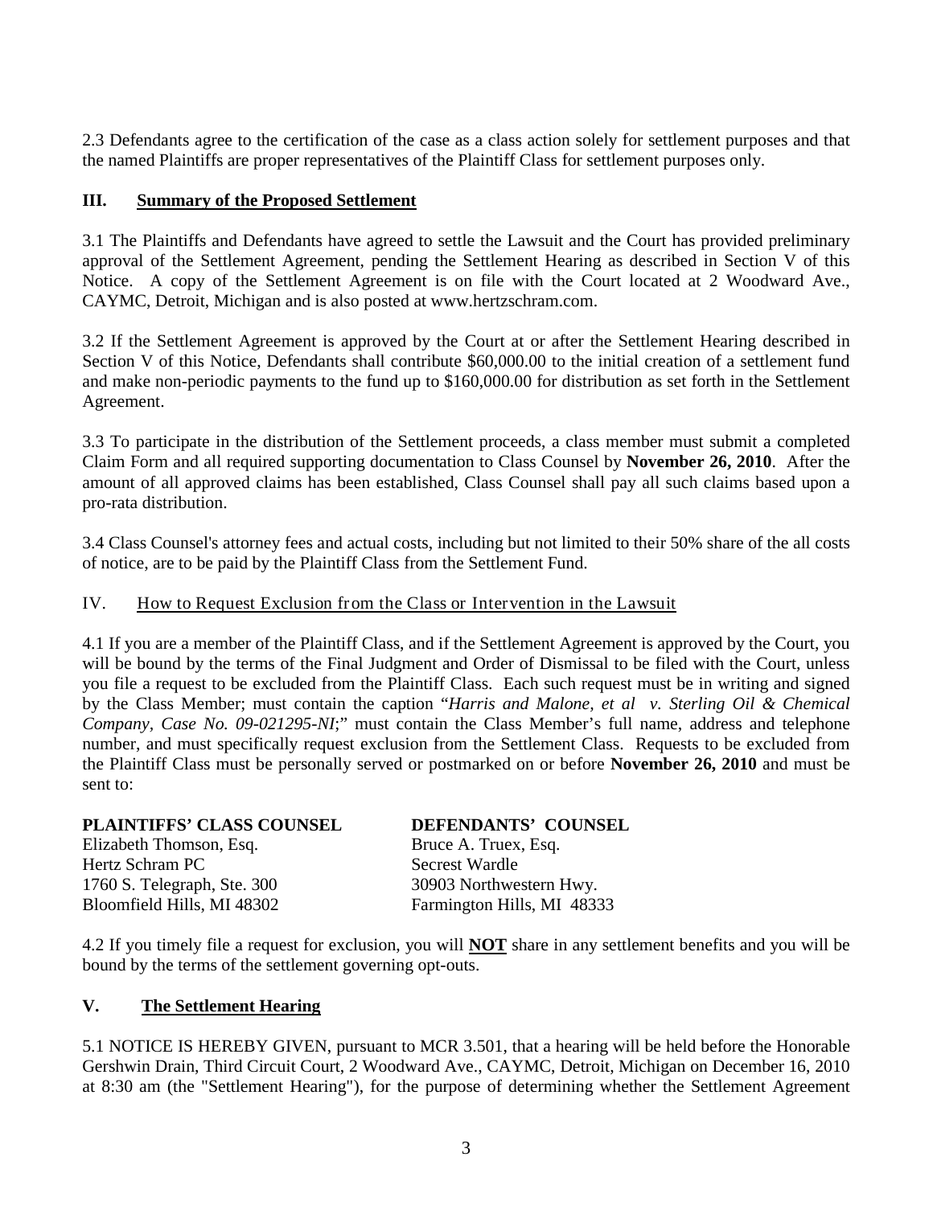2.3 Defendants agree to the certification of the case as a class action solely for settlement purposes and that the named Plaintiffs are proper representatives of the Plaintiff Class for settlement purposes only.

## III. Summary of the Proposed Settlement

3.1 The Plaintiffs and Defendants have agreed to settle the Lawsuit and the Court has provided preliminary approval of the Settlement Agreement, pending the Settlement Hearing as described in Section V of this Notice. A copy of the Settlement Agreement is on file with the Court located at 2 Woodward Ave., CAYMC, Detroit, Michigan and is also posted at www.hertzschram.com.

3.2 If the Settlement Agreement is approved by the Court at or after the Settlement Hearing described in Section V of this Notice, Defendants shall contribute $60,000.00 to the initial creation of a settlement fund and make non-periodic payments to the fund up to $160,000.00 for distribution as set forth in the Settlement Agreement.

3.3 To participate in the distribution of the Settlement proceeds, a class member must submit a completed Claim Form and all required supporting documentation to Class Counsel by **November 26, 2010**. After the amount of all approved claims has been established, Class Counsel shall pay all such claims based upon a pro-rata distribution.

3.4 Class Counsel's attorney fees and actual costs, including but not limited to their 50% share of the all costs of notice, are to be paid by the Plaintiff Class from the Settlement Fund.

## IV. How to Request Exclusion from the Class or Intervention in the Lawsuit

4.1 If you are a member of the Plaintiff Class, and if the Settlement Agreement is approved by the Court, you will be bound by the terms of the Final Judgment and Order of Dismissal to be filed with the Court, unless you file a request to be excluded from the Plaintiff Class. Each such request must be in writing and signed by the Class Member; must contain the caption "*Harris and Malone, et al v. Sterling Oil & Chemical Company, Case No. 09-021295-NI*;" must contain the Class Member's full name, address and telephone number, and must specifically request exclusion from the Settlement Class. Requests to be excluded from the Plaintiff Class must be personally served or postmarked on or before **November 26, 2010** and must be sent to:

**PLAINTIFFS' CLASS COUNSEL**
Elizabeth Thomson, Esq.
Hertz Schram PC
1760 S. Telegraph, Ste. 300
Bloomfield Hills, MI 48302

**DEFENDANTS' COUNSEL**
Bruce A. Truex, Esq.
Secrest Wardle
30903 Northwestern Hwy.
Farmington Hills, MI 48333

4.2 If you timely file a request for exclusion, you will **NOT** share in any settlement benefits and you will be bound by the terms of the settlement governing opt-outs.

## V. The Settlement Hearing

5.1 NOTICE IS HEREBY GIVEN, pursuant to MCR 3.501, that a hearing will be held before the Honorable Gershwin Drain, Third Circuit Court, 2 Woodward Ave., CAYMC, Detroit, Michigan on December 16, 2010 at 8:30 am (the "Settlement Hearing"), for the purpose of determining whether the Settlement Agreement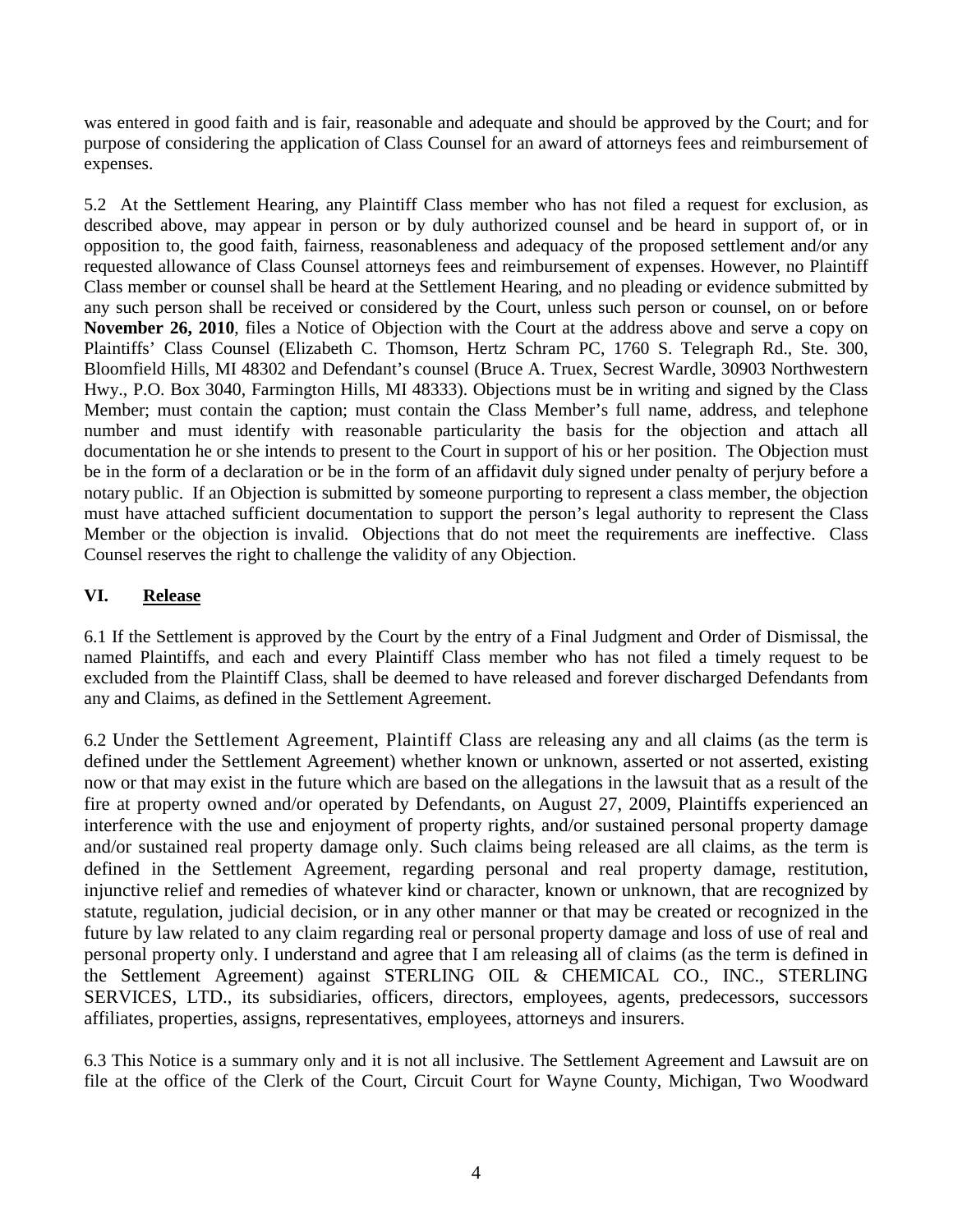was entered in good faith and is fair, reasonable and adequate and should be approved by the Court; and for purpose of considering the application of Class Counsel for an award of attorneys fees and reimbursement of expenses.

5.2 At the Settlement Hearing, any Plaintiff Class member who has not filed a request for exclusion, as described above, may appear in person or by duly authorized counsel and be heard in support of, or in opposition to, the good faith, fairness, reasonableness and adequacy of the proposed settlement and/or any requested allowance of Class Counsel attorneys fees and reimbursement of expenses. However, no Plaintiff Class member or counsel shall be heard at the Settlement Hearing, and no pleading or evidence submitted by any such person shall be received or considered by the Court, unless such person or counsel, on or before **November 26, 2010**, files a Notice of Objection with the Court at the address above and serve a copy on Plaintiffs' Class Counsel (Elizabeth C. Thomson, Hertz Schram PC, 1760 S. Telegraph Rd., Ste. 300, Bloomfield Hills, MI 48302 and Defendant's counsel (Bruce A. Truex, Secrest Wardle, 30903 Northwestern Hwy., P.O. Box 3040, Farmington Hills, MI 48333). Objections must be in writing and signed by the Class Member; must contain the caption; must contain the Class Member's full name, address, and telephone number and must identify with reasonable particularity the basis for the objection and attach all documentation he or she intends to present to the Court in support of his or her position. The Objection must be in the form of a declaration or be in the form of an affidavit duly signed under penalty of perjury before a notary public. If an Objection is submitted by someone purporting to represent a class member, the objection must have attached sufficient documentation to support the person's legal authority to represent the Class Member or the objection is invalid. Objections that do not meet the requirements are ineffective. Class Counsel reserves the right to challenge the validity of any Objection.

## VI. Release

6.1 If the Settlement is approved by the Court by the entry of a Final Judgment and Order of Dismissal, the named Plaintiffs, and each and every Plaintiff Class member who has not filed a timely request to be excluded from the Plaintiff Class, shall be deemed to have released and forever discharged Defendants from any and Claims, as defined in the Settlement Agreement.

6.2 Under the Settlement Agreement, Plaintiff Class are releasing any and all claims (as the term is defined under the Settlement Agreement) whether known or unknown, asserted or not asserted, existing now or that may exist in the future which are based on the allegations in the lawsuit that as a result of the fire at property owned and/or operated by Defendants, on August 27, 2009, Plaintiffs experienced an interference with the use and enjoyment of property rights, and/or sustained personal property damage and/or sustained real property damage only. Such claims being released are all claims, as the term is defined in the Settlement Agreement, regarding personal and real property damage, restitution, injunctive relief and remedies of whatever kind or character, known or unknown, that are recognized by statute, regulation, judicial decision, or in any other manner or that may be created or recognized in the future by law related to any claim regarding real or personal property damage and loss of use of real and personal property only. I understand and agree that I am releasing all of claims (as the term is defined in the Settlement Agreement) against STERLING OIL & CHEMICAL CO., INC., STERLING SERVICES, LTD., its subsidiaries, officers, directors, employees, agents, predecessors, successors affiliates, properties, assigns, representatives, employees, attorneys and insurers.

6.3 This Notice is a summary only and it is not all inclusive. The Settlement Agreement and Lawsuit are on file at the office of the Clerk of the Court, Circuit Court for Wayne County, Michigan, Two Woodward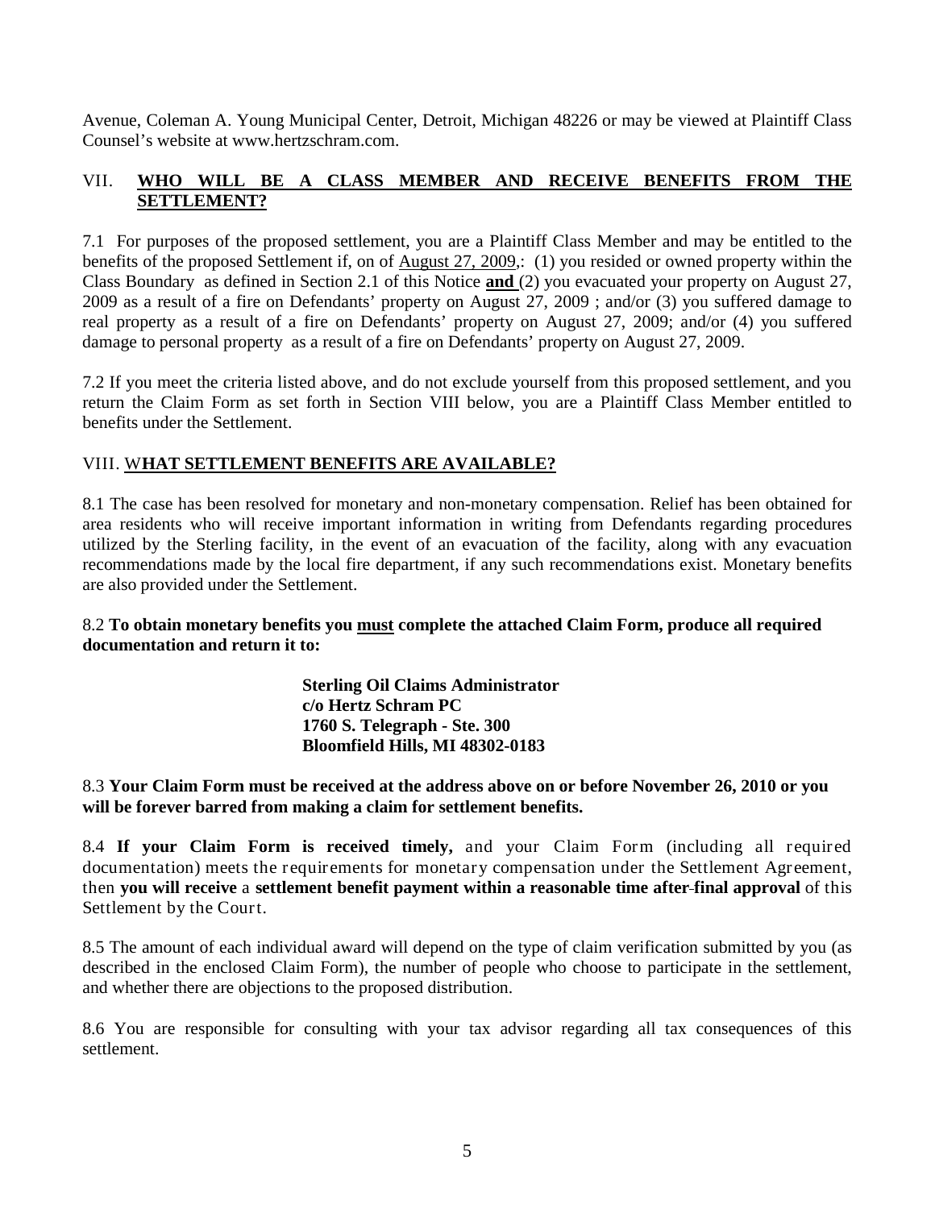Avenue, Coleman A. Young Municipal Center, Detroit, Michigan 48226 or may be viewed at Plaintiff Class Counsel's website at www.hertzschram.com.

## VII. **<u>WHO WILL BE A CLASS MEMBER AND RECEIVE BENEFITS FROM THE SETTLEMENT?</u>**

7.1 For purposes of the proposed settlement, you are a Plaintiff Class Member and may be entitled to the benefits of the proposed Settlement if, on of <u>August 27, 2009</u>,: (1) you resided or owned property within the Class Boundary as defined in Section 2.1 of this Notice **<u>and</u>** (2) you evacuated your property on August 27, 2009 as a result of a fire on Defendants' property on August 27, 2009 ; and/or (3) you suffered damage to real property as a result of a fire on Defendants' property on August 27, 2009; and/or (4) you suffered damage to personal property as a result of a fire on Defendants' property on August 27, 2009.

7.2 If you meet the criteria listed above, and do not exclude yourself from this proposed settlement, and you return the Claim Form as set forth in Section VIII below, you are a Plaintiff Class Member entitled to benefits under the Settlement.

## VIII. <u>W**HAT SETTLEMENT BENEFITS ARE AVAILABLE?**</u>

8.1 The case has been resolved for monetary and non-monetary compensation. Relief has been obtained for area residents who will receive important information in writing from Defendants regarding procedures utilized by the Sterling facility, in the event of an evacuation of the facility, along with any evacuation recommendations made by the local fire department, if any such recommendations exist. Monetary benefits are also provided under the Settlement.

8.2 **To obtain monetary benefits you <u>must</u> complete the attached Claim Form, produce all required documentation and return it to:**

> **Sterling Oil Claims Administrator**
> **c/o Hertz Schram PC**
> **1760 S. Telegraph - Ste. 300**
> **Bloomfield Hills, MI 48302-0183**

8.3 **Your Claim Form must be received at the address above on or before November 26, 2010 or you will be forever barred from making a claim for settlement benefits.**

8.4 **If your Claim Form is received timely,** and your Claim Form (including all required documentation) meets the requirements for monetary compensation under the Settlement Agreement, then **you will receive** a **settlement benefit payment within a reasonable time after final approval** of this Settlement by the Court.

8.5 The amount of each individual award will depend on the type of claim verification submitted by you (as described in the enclosed Claim Form), the number of people who choose to participate in the settlement, and whether there are objections to the proposed distribution.

8.6 You are responsible for consulting with your tax advisor regarding all tax consequences of this settlement.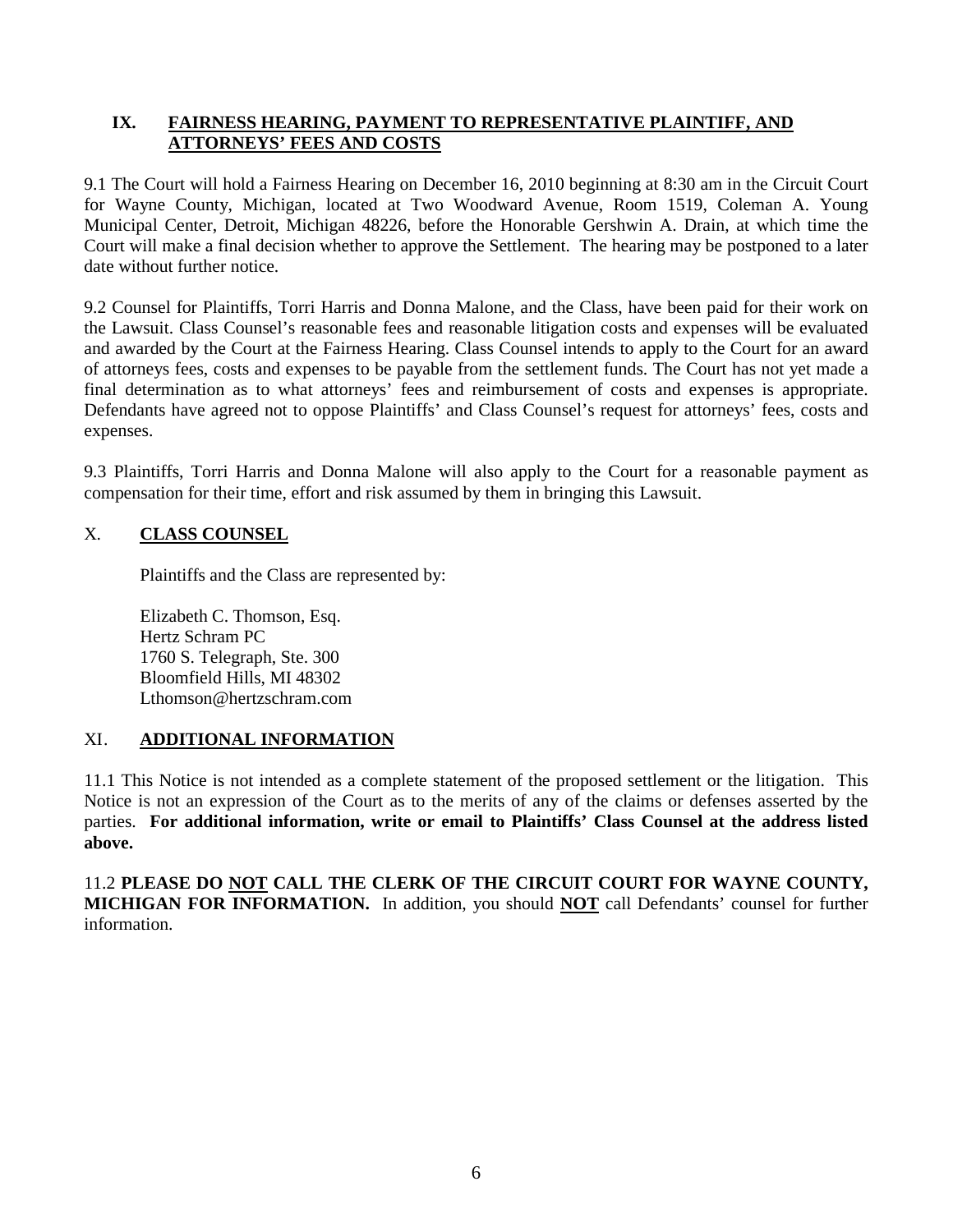## IX. FAIRNESS HEARING, PAYMENT TO REPRESENTATIVE PLAINTIFF, AND ATTORNEYS' FEES AND COSTS

9.1 The Court will hold a Fairness Hearing on December 16, 2010 beginning at 8:30 am in the Circuit Court for Wayne County, Michigan, located at Two Woodward Avenue, Room 1519, Coleman A. Young Municipal Center, Detroit, Michigan 48226, before the Honorable Gershwin A. Drain, at which time the Court will make a final decision whether to approve the Settlement. The hearing may be postponed to a later date without further notice.

9.2 Counsel for Plaintiffs, Torri Harris and Donna Malone, and the Class, have been paid for their work on the Lawsuit. Class Counsel's reasonable fees and reasonable litigation costs and expenses will be evaluated and awarded by the Court at the Fairness Hearing. Class Counsel intends to apply to the Court for an award of attorneys fees, costs and expenses to be payable from the settlement funds. The Court has not yet made a final determination as to what attorneys' fees and reimbursement of costs and expenses is appropriate. Defendants have agreed not to oppose Plaintiffs' and Class Counsel's request for attorneys' fees, costs and expenses.

9.3 Plaintiffs, Torri Harris and Donna Malone will also apply to the Court for a reasonable payment as compensation for their time, effort and risk assumed by them in bringing this Lawsuit.

## X. CLASS COUNSEL

Plaintiffs and the Class are represented by:

Elizabeth C. Thomson, Esq.
Hertz Schram PC
1760 S. Telegraph, Ste. 300
Bloomfield Hills, MI 48302
Lthomson@hertzschram.com

## XI. ADDITIONAL INFORMATION

11.1 This Notice is not intended as a complete statement of the proposed settlement or the litigation. This Notice is not an expression of the Court as to the merits of any of the claims or defenses asserted by the parties. **For additional information, write or email to Plaintiffs' Class Counsel at the address listed above.**

11.2 **PLEASE DO NOT CALL THE CLERK OF THE CIRCUIT COURT FOR WAYNE COUNTY, MICHIGAN FOR INFORMATION.** In addition, you should **NOT** call Defendants' counsel for further information.